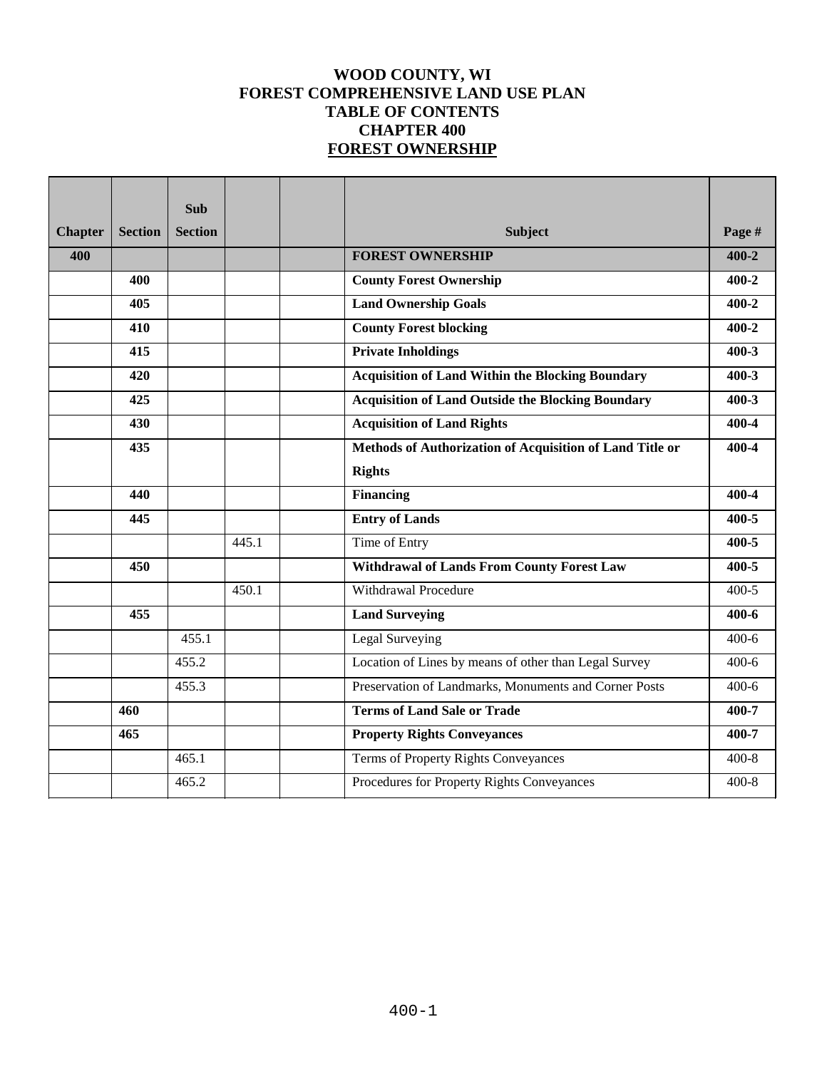# WOOD COUNTY, WI
# FOREST COMPREHENSIVE LAND USE PLAN
# TABLE OF CONTENTS
# CHAPTER 400
# FOREST OWNERSHIP

| Chapter | Section | Sub Section | | | Subject | Page # |
|---|---|---|---|---|---|---|
| **400** | | | | | **FOREST OWNERSHIP** | **400-2** |
| | **400** | | | | **County Forest Ownership** | **400-2** |
| | **405** | | | | **Land Ownership Goals** | **400-2** |
| | **410** | | | | **County Forest blocking** | **400-2** |
| | **415** | | | | **Private Inholdings** | **400-3** |
| | **420** | | | | **Acquisition of Land Within the Blocking Boundary** | **400-3** |
| | **425** | | | | **Acquisition of Land Outside the Blocking Boundary** | **400-3** |
| | **430** | | | | **Acquisition of Land Rights** | **400-4** |
| | **435** | | | | **Methods of Authorization of Acquisition of Land Title or Rights** | **400-4** |
| | **440** | | | | **Financing** | **400-4** |
| | **445** | | | | **Entry of Lands** | **400-5** |
| | | | 445.1 | | Time of Entry | **400-5** |
| | **450** | | | | **Withdrawal of Lands From County Forest Law** | **400-5** |
| | | | 450.1 | | Withdrawal Procedure | 400-5 |
| | **455** | | | | **Land Surveying** | **400-6** |
| | | 455.1 | | | Legal Surveying | 400-6 |
| | | 455.2 | | | Location of Lines by means of other than Legal Survey | 400-6 |
| | | 455.3 | | | Preservation of Landmarks, Monuments and Corner Posts | 400-6 |
| | **460** | | | | **Terms of Land Sale or Trade** | **400-7** |
| | **465** | | | | **Property Rights Conveyances** | **400-7** |
| | | 465.1 | | | Terms of Property Rights Conveyances | 400-8 |
| | | 465.2 | | | Procedures for Property Rights Conveyances | 400-8 |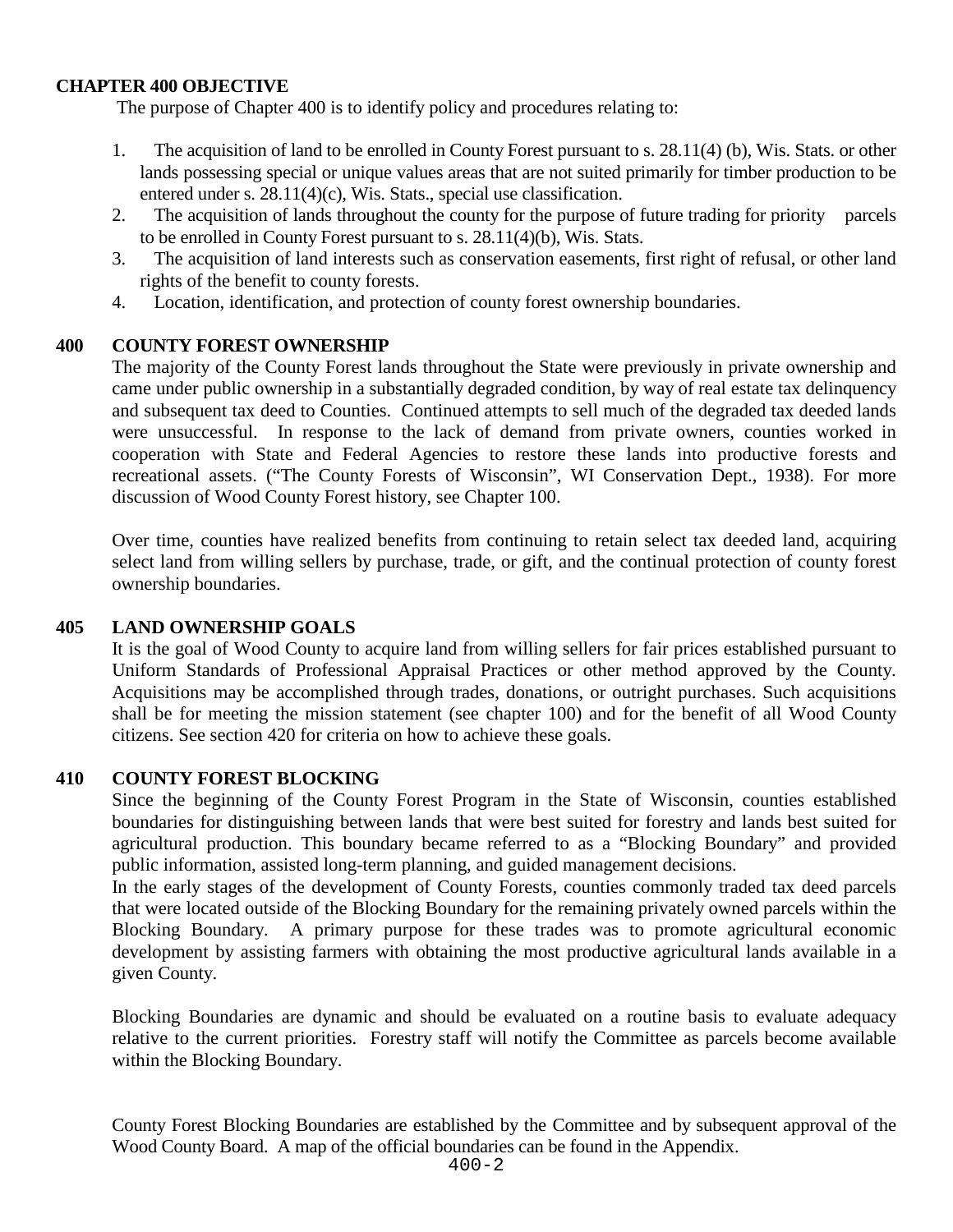**CHAPTER 400 OBJECTIVE**

The purpose of Chapter 400 is to identify policy and procedures relating to:

1. The acquisition of land to be enrolled in County Forest pursuant to s. 28.11(4) (b), Wis. Stats. or other lands possessing special or unique values areas that are not suited primarily for timber production to be entered under s. 28.11(4)(c), Wis. Stats., special use classification.
2. The acquisition of lands throughout the county for the purpose of future trading for priority parcels to be enrolled in County Forest pursuant to s. 28.11(4)(b), Wis. Stats.
3. The acquisition of land interests such as conservation easements, first right of refusal, or other land rights of the benefit to county forests.
4. Location, identification, and protection of county forest ownership boundaries.

## 400 COUNTY FOREST OWNERSHIP

The majority of the County Forest lands throughout the State were previously in private ownership and came under public ownership in a substantially degraded condition, by way of real estate tax delinquency and subsequent tax deed to Counties. Continued attempts to sell much of the degraded tax deeded lands were unsuccessful. In response to the lack of demand from private owners, counties worked in cooperation with State and Federal Agencies to restore these lands into productive forests and recreational assets. ("The County Forests of Wisconsin", WI Conservation Dept., 1938). For more discussion of Wood County Forest history, see Chapter 100.

Over time, counties have realized benefits from continuing to retain select tax deeded land, acquiring select land from willing sellers by purchase, trade, or gift, and the continual protection of county forest ownership boundaries.

## 405 LAND OWNERSHIP GOALS

It is the goal of Wood County to acquire land from willing sellers for fair prices established pursuant to Uniform Standards of Professional Appraisal Practices or other method approved by the County. Acquisitions may be accomplished through trades, donations, or outright purchases. Such acquisitions shall be for meeting the mission statement (see chapter 100) and for the benefit of all Wood County citizens. See section 420 for criteria on how to achieve these goals.

## 410 COUNTY FOREST BLOCKING

Since the beginning of the County Forest Program in the State of Wisconsin, counties established boundaries for distinguishing between lands that were best suited for forestry and lands best suited for agricultural production. This boundary became referred to as a "Blocking Boundary" and provided public information, assisted long-term planning, and guided management decisions.

In the early stages of the development of County Forests, counties commonly traded tax deed parcels that were located outside of the Blocking Boundary for the remaining privately owned parcels within the Blocking Boundary. A primary purpose for these trades was to promote agricultural economic development by assisting farmers with obtaining the most productive agricultural lands available in a given County.

Blocking Boundaries are dynamic and should be evaluated on a routine basis to evaluate adequacy relative to the current priorities. Forestry staff will notify the Committee as parcels become available within the Blocking Boundary.

County Forest Blocking Boundaries are established by the Committee and by subsequent approval of the Wood County Board. A map of the official boundaries can be found in the Appendix.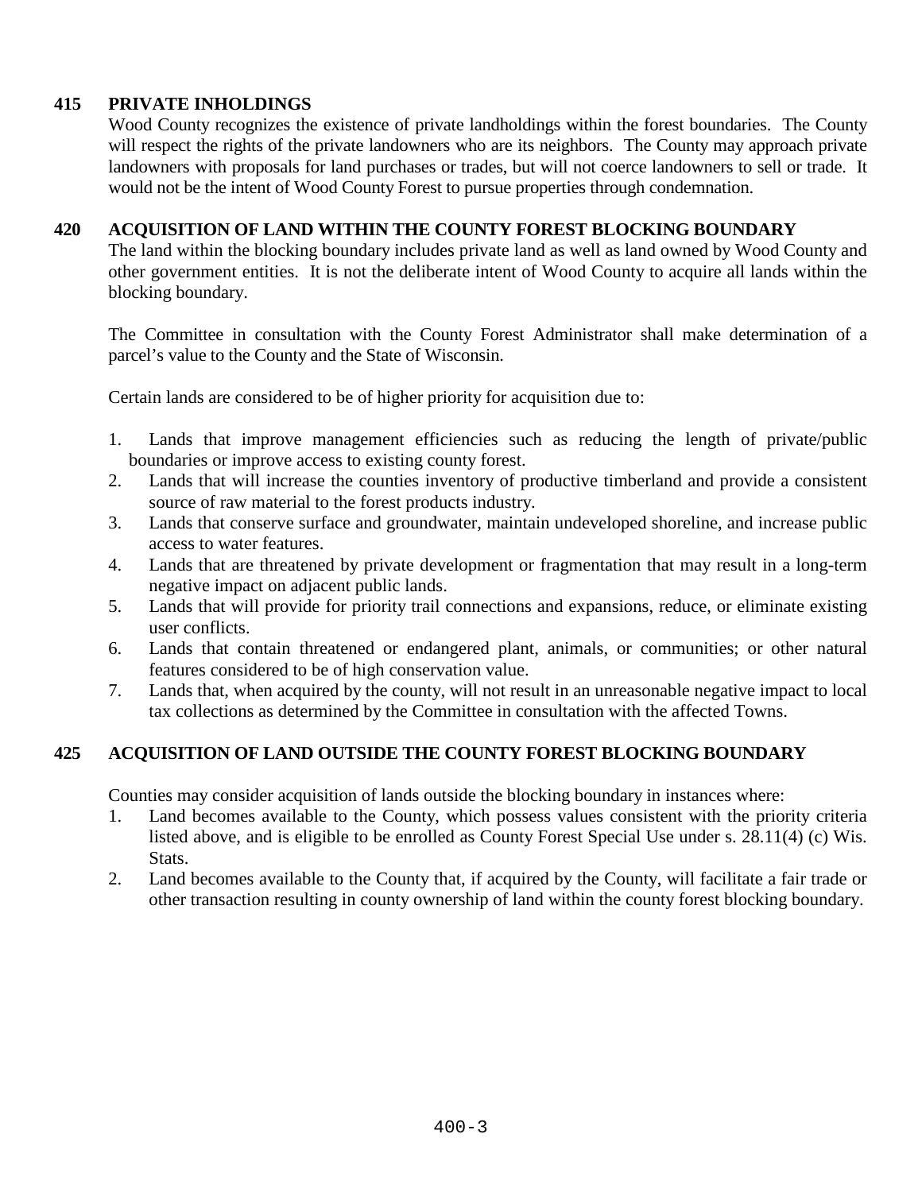## 415 PRIVATE INHOLDINGS

Wood County recognizes the existence of private landholdings within the forest boundaries. The County will respect the rights of the private landowners who are its neighbors. The County may approach private landowners with proposals for land purchases or trades, but will not coerce landowners to sell or trade. It would not be the intent of Wood County Forest to pursue properties through condemnation.

## 420 ACQUISITION OF LAND WITHIN THE COUNTY FOREST BLOCKING BOUNDARY

The land within the blocking boundary includes private land as well as land owned by Wood County and other government entities. It is not the deliberate intent of Wood County to acquire all lands within the blocking boundary.

The Committee in consultation with the County Forest Administrator shall make determination of a parcel's value to the County and the State of Wisconsin.

Certain lands are considered to be of higher priority for acquisition due to:

1. Lands that improve management efficiencies such as reducing the length of private/public boundaries or improve access to existing county forest.
2. Lands that will increase the counties inventory of productive timberland and provide a consistent source of raw material to the forest products industry.
3. Lands that conserve surface and groundwater, maintain undeveloped shoreline, and increase public access to water features.
4. Lands that are threatened by private development or fragmentation that may result in a long-term negative impact on adjacent public lands.
5. Lands that will provide for priority trail connections and expansions, reduce, or eliminate existing user conflicts.
6. Lands that contain threatened or endangered plant, animals, or communities; or other natural features considered to be of high conservation value.
7. Lands that, when acquired by the county, will not result in an unreasonable negative impact to local tax collections as determined by the Committee in consultation with the affected Towns.

## 425 ACQUISITION OF LAND OUTSIDE THE COUNTY FOREST BLOCKING BOUNDARY

Counties may consider acquisition of lands outside the blocking boundary in instances where:

1. Land becomes available to the County, which possess values consistent with the priority criteria listed above, and is eligible to be enrolled as County Forest Special Use under s. 28.11(4) (c) Wis. Stats.
2. Land becomes available to the County that, if acquired by the County, will facilitate a fair trade or other transaction resulting in county ownership of land within the county forest blocking boundary.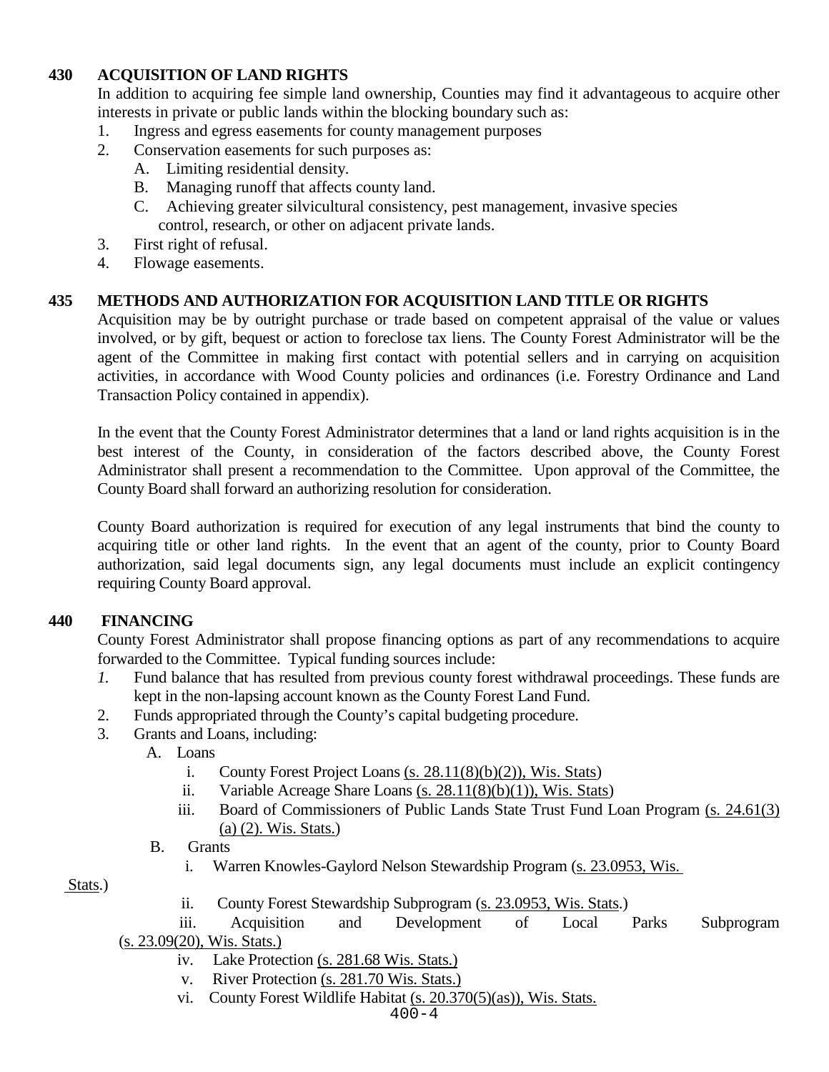## 430 ACQUISITION OF LAND RIGHTS

In addition to acquiring fee simple land ownership, Counties may find it advantageous to acquire other interests in private or public lands within the blocking boundary such as:

1. Ingress and egress easements for county management purposes
2. Conservation easements for such purposes as:
   - A. Limiting residential density.
   - B. Managing runoff that affects county land.
   - C. Achieving greater silvicultural consistency, pest management, invasive species control, research, or other on adjacent private lands.
3. First right of refusal.
4. Flowage easements.

## 435 METHODS AND AUTHORIZATION FOR ACQUISITION LAND TITLE OR RIGHTS

Acquisition may be by outright purchase or trade based on competent appraisal of the value or values involved, or by gift, bequest or action to foreclose tax liens. The County Forest Administrator will be the agent of the Committee in making first contact with potential sellers and in carrying on acquisition activities, in accordance with Wood County policies and ordinances (i.e. Forestry Ordinance and Land Transaction Policy contained in appendix).

In the event that the County Forest Administrator determines that a land or land rights acquisition is in the best interest of the County, in consideration of the factors described above, the County Forest Administrator shall present a recommendation to the Committee. Upon approval of the Committee, the County Board shall forward an authorizing resolution for consideration.

County Board authorization is required for execution of any legal instruments that bind the county to acquiring title or other land rights. In the event that an agent of the county, prior to County Board authorization, said legal documents sign, any legal documents must include an explicit contingency requiring County Board approval.

## 440 FINANCING

County Forest Administrator shall propose financing options as part of any recommendations to acquire forwarded to the Committee. Typical funding sources include:

1. Fund balance that has resulted from previous county forest withdrawal proceedings. These funds are kept in the non-lapsing account known as the County Forest Land Fund.
2. Funds appropriated through the County's capital budgeting procedure.
3. Grants and Loans, including:
   - A. Loans
     - i. County Forest Project Loans (s. 28.11(8)(b)(2)), Wis. Stats)
     - ii. Variable Acreage Share Loans (s. 28.11(8)(b)(1)), Wis. Stats)
     - iii. Board of Commissioners of Public Lands State Trust Fund Loan Program (s. 24.61(3)(a) (2). Wis. Stats.)
   - B. Grants
     - i. Warren Knowles-Gaylord Nelson Stewardship Program (s. 23.0953, Wis. Stats.)
     - ii. County Forest Stewardship Subprogram (s. 23.0953, Wis. Stats.)
     - iii. Acquisition and Development of Local Parks Subprogram (s. 23.09(20), Wis. Stats.)
     - iv. Lake Protection (s. 281.68 Wis. Stats.)
     - v. River Protection (s. 281.70 Wis. Stats.)
     - vi. County Forest Wildlife Habitat (s. 20.370(5)(as)), Wis. Stats.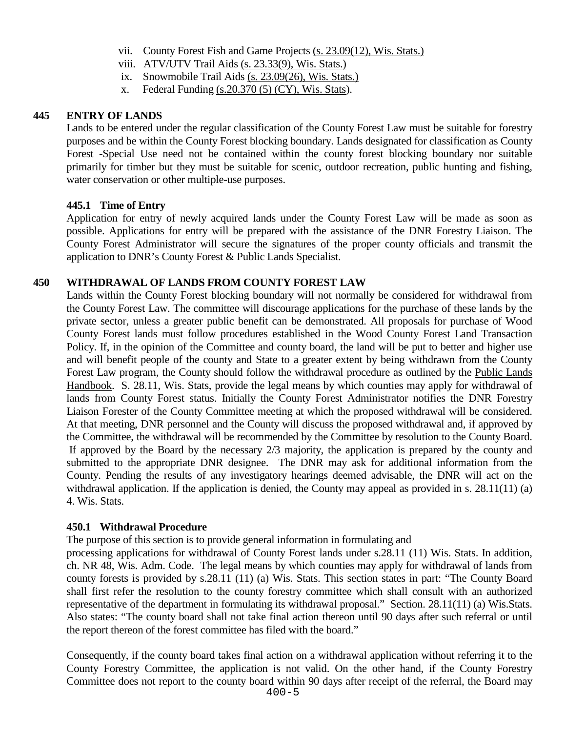vii. County Forest Fish and Game Projects (s. 23.09(12), Wis. Stats.)
viii. ATV/UTV Trail Aids (s. 23.33(9), Wis. Stats.)
ix. Snowmobile Trail Aids (s. 23.09(26), Wis. Stats.)
x. Federal Funding (s.20.370 (5) (CY), Wis. Stats).

## 445 ENTRY OF LANDS

Lands to be entered under the regular classification of the County Forest Law must be suitable for forestry purposes and be within the County Forest blocking boundary. Lands designated for classification as County Forest -Special Use need not be contained within the county forest blocking boundary nor suitable primarily for timber but they must be suitable for scenic, outdoor recreation, public hunting and fishing, water conservation or other multiple-use purposes.

### 445.1 Time of Entry

Application for entry of newly acquired lands under the County Forest Law will be made as soon as possible. Applications for entry will be prepared with the assistance of the DNR Forestry Liaison. The County Forest Administrator will secure the signatures of the proper county officials and transmit the application to DNR's County Forest & Public Lands Specialist.

## 450 WITHDRAWAL OF LANDS FROM COUNTY FOREST LAW

Lands within the County Forest blocking boundary will not normally be considered for withdrawal from the County Forest Law. The committee will discourage applications for the purchase of these lands by the private sector, unless a greater public benefit can be demonstrated. All proposals for purchase of Wood County Forest lands must follow procedures established in the Wood County Forest Land Transaction Policy. If, in the opinion of the Committee and county board, the land will be put to better and higher use and will benefit people of the county and State to a greater extent by being withdrawn from the County Forest Law program, the County should follow the withdrawal procedure as outlined by the Public Lands Handbook. S. 28.11, Wis. Stats, provide the legal means by which counties may apply for withdrawal of lands from County Forest status. Initially the County Forest Administrator notifies the DNR Forestry Liaison Forester of the County Committee meeting at which the proposed withdrawal will be considered. At that meeting, DNR personnel and the County will discuss the proposed withdrawal and, if approved by the Committee, the withdrawal will be recommended by the Committee by resolution to the County Board. If approved by the Board by the necessary 2/3 majority, the application is prepared by the county and submitted to the appropriate DNR designee. The DNR may ask for additional information from the County. Pending the results of any investigatory hearings deemed advisable, the DNR will act on the withdrawal application. If the application is denied, the County may appeal as provided in s. 28.11(11) (a) 4. Wis. Stats.

### 450.1 Withdrawal Procedure

The purpose of this section is to provide general information in formulating and processing applications for withdrawal of County Forest lands under s.28.11 (11) Wis. Stats. In addition, ch. NR 48, Wis. Adm. Code. The legal means by which counties may apply for withdrawal of lands from county forests is provided by s.28.11 (11) (a) Wis. Stats. This section states in part: "The County Board shall first refer the resolution to the county forestry committee which shall consult with an authorized representative of the department in formulating its withdrawal proposal." Section. 28.11(11) (a) Wis.Stats. Also states: "The county board shall not take final action thereon until 90 days after such referral or until the report thereon of the forest committee has filed with the board."

Consequently, if the county board takes final action on a withdrawal application without referring it to the County Forestry Committee, the application is not valid. On the other hand, if the County Forestry Committee does not report to the county board within 90 days after receipt of the referral, the Board may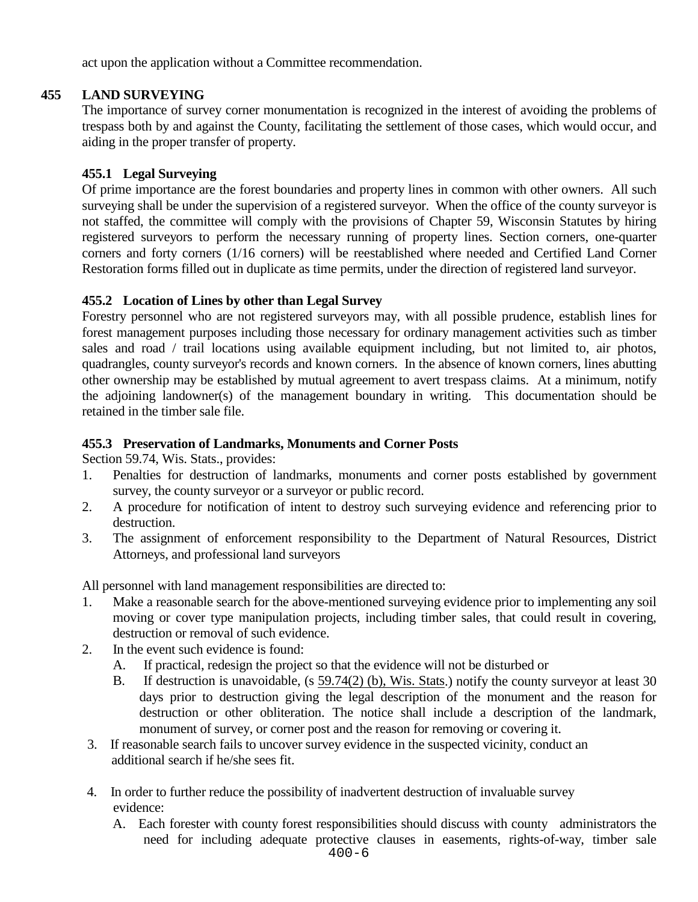act upon the application without a Committee recommendation.

## 455 LAND SURVEYING

The importance of survey corner monumentation is recognized in the interest of avoiding the problems of trespass both by and against the County, facilitating the settlement of those cases, which would occur, and aiding in the proper transfer of property.

### 455.1 Legal Surveying

Of prime importance are the forest boundaries and property lines in common with other owners. All such surveying shall be under the supervision of a registered surveyor. When the office of the county surveyor is not staffed, the committee will comply with the provisions of Chapter 59, Wisconsin Statutes by hiring registered surveyors to perform the necessary running of property lines. Section corners, one-quarter corners and forty corners (1/16 corners) will be reestablished where needed and Certified Land Corner Restoration forms filled out in duplicate as time permits, under the direction of registered land surveyor.

### 455.2 Location of Lines by other than Legal Survey

Forestry personnel who are not registered surveyors may, with all possible prudence, establish lines for forest management purposes including those necessary for ordinary management activities such as timber sales and road / trail locations using available equipment including, but not limited to, air photos, quadrangles, county surveyor's records and known corners. In the absence of known corners, lines abutting other ownership may be established by mutual agreement to avert trespass claims. At a minimum, notify the adjoining landowner(s) of the management boundary in writing. This documentation should be retained in the timber sale file.

### 455.3 Preservation of Landmarks, Monuments and Corner Posts

Section 59.74, Wis. Stats., provides:

1. Penalties for destruction of landmarks, monuments and corner posts established by government survey, the county surveyor or a surveyor or public record.
2. A procedure for notification of intent to destroy such surveying evidence and referencing prior to destruction.
3. The assignment of enforcement responsibility to the Department of Natural Resources, District Attorneys, and professional land surveyors

All personnel with land management responsibilities are directed to:

1. Make a reasonable search for the above-mentioned surveying evidence prior to implementing any soil moving or cover type manipulation projects, including timber sales, that could result in covering, destruction or removal of such evidence.
2. In the event such evidence is found:
   - A. If practical, redesign the project so that the evidence will not be disturbed or
   - B. If destruction is unavoidable, (s 59.74(2) (b), Wis. Stats.) notify the county surveyor at least 30 days prior to destruction giving the legal description of the monument and the reason for destruction or other obliteration. The notice shall include a description of the landmark, monument of survey, or corner post and the reason for removing or covering it.
3. If reasonable search fails to uncover survey evidence in the suspected vicinity, conduct an additional search if he/she sees fit.
4. In order to further reduce the possibility of inadvertent destruction of invaluable survey evidence:
   - A. Each forester with county forest responsibilities should discuss with county administrators the need for including adequate protective clauses in easements, rights-of-way, timber sale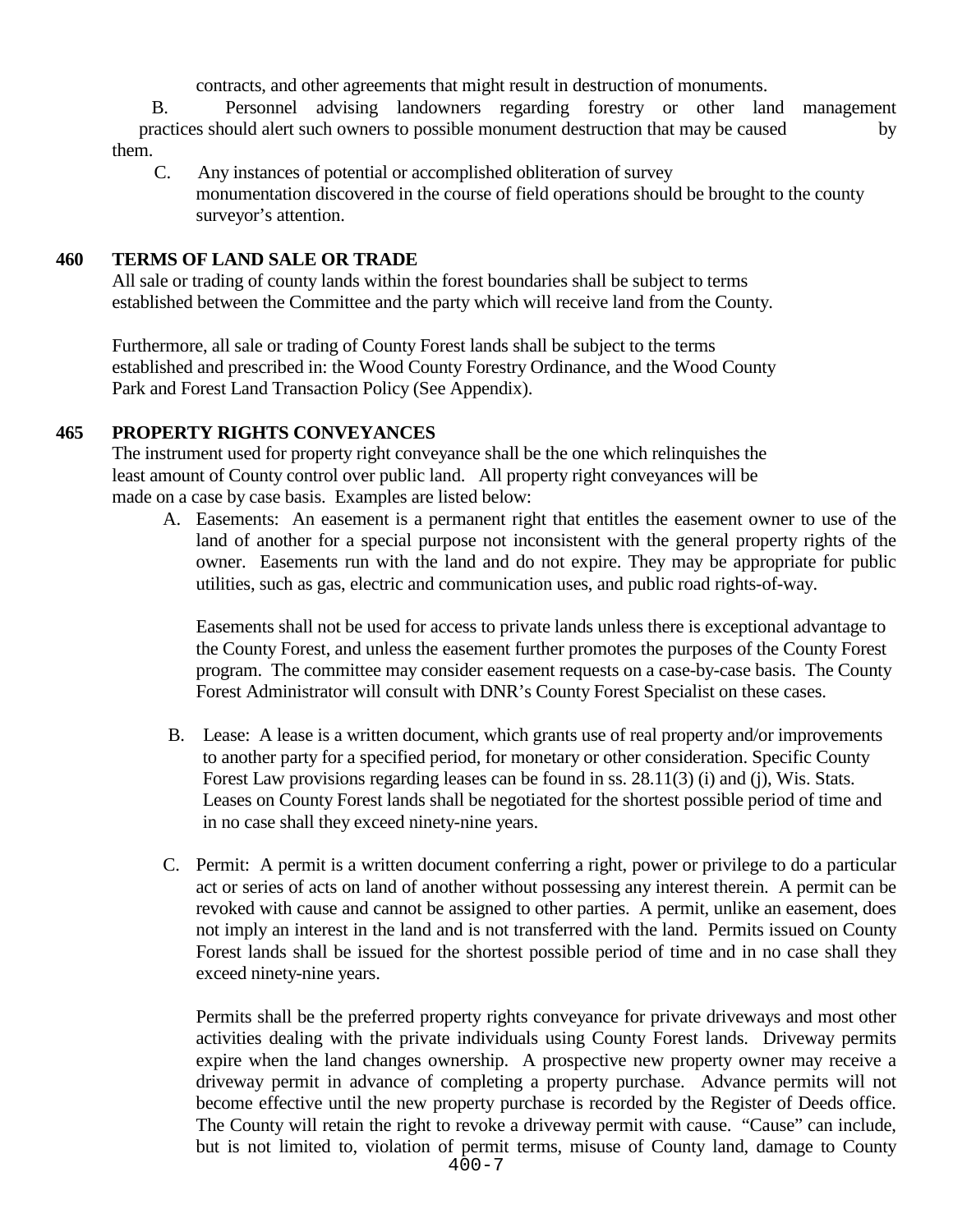contracts, and other agreements that might result in destruction of monuments.

B. Personnel advising landowners regarding forestry or other land management practices should alert such owners to possible monument destruction that may be caused by them.

C. Any instances of potential or accomplished obliteration of survey monumentation discovered in the course of field operations should be brought to the county surveyor's attention.

## 460 TERMS OF LAND SALE OR TRADE

All sale or trading of county lands within the forest boundaries shall be subject to terms established between the Committee and the party which will receive land from the County.

Furthermore, all sale or trading of County Forest lands shall be subject to the terms established and prescribed in: the Wood County Forestry Ordinance, and the Wood County Park and Forest Land Transaction Policy (See Appendix).

## 465 PROPERTY RIGHTS CONVEYANCES

The instrument used for property right conveyance shall be the one which relinquishes the least amount of County control over public land. All property right conveyances will be made on a case by case basis. Examples are listed below:

A. Easements: An easement is a permanent right that entitles the easement owner to use of the land of another for a special purpose not inconsistent with the general property rights of the owner. Easements run with the land and do not expire. They may be appropriate for public utilities, such as gas, electric and communication uses, and public road rights-of-way.

   Easements shall not be used for access to private lands unless there is exceptional advantage to the County Forest, and unless the easement further promotes the purposes of the County Forest program. The committee may consider easement requests on a case-by-case basis. The County Forest Administrator will consult with DNR's County Forest Specialist on these cases.

B. Lease: A lease is a written document, which grants use of real property and/or improvements to another party for a specified period, for monetary or other consideration. Specific County Forest Law provisions regarding leases can be found in ss. 28.11(3) (i) and (j), Wis. Stats. Leases on County Forest lands shall be negotiated for the shortest possible period of time and in no case shall they exceed ninety-nine years.

C. Permit: A permit is a written document conferring a right, power or privilege to do a particular act or series of acts on land of another without possessing any interest therein. A permit can be revoked with cause and cannot be assigned to other parties. A permit, unlike an easement, does not imply an interest in the land and is not transferred with the land. Permits issued on County Forest lands shall be issued for the shortest possible period of time and in no case shall they exceed ninety-nine years.

   Permits shall be the preferred property rights conveyance for private driveways and most other activities dealing with the private individuals using County Forest lands. Driveway permits expire when the land changes ownership. A prospective new property owner may receive a driveway permit in advance of completing a property purchase. Advance permits will not become effective until the new property purchase is recorded by the Register of Deeds office. The County will retain the right to revoke a driveway permit with cause. "Cause" can include, but is not limited to, violation of permit terms, misuse of County land, damage to County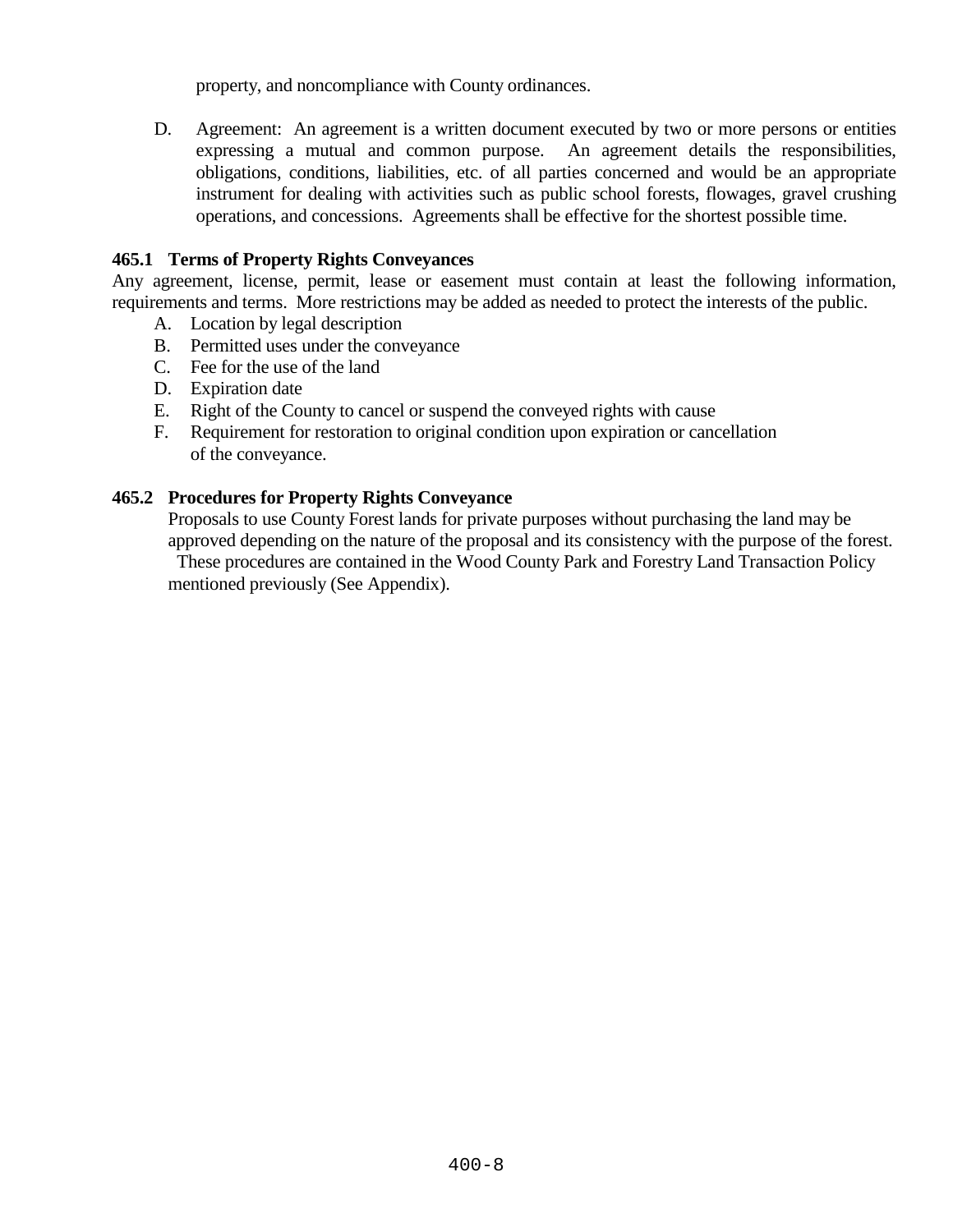property, and noncompliance with County ordinances.

D. Agreement: An agreement is a written document executed by two or more persons or entities expressing a mutual and common purpose. An agreement details the responsibilities, obligations, conditions, liabilities, etc. of all parties concerned and would be an appropriate instrument for dealing with activities such as public school forests, flowages, gravel crushing operations, and concessions. Agreements shall be effective for the shortest possible time.

**465.1 Terms of Property Rights Conveyances**

Any agreement, license, permit, lease or easement must contain at least the following information, requirements and terms. More restrictions may be added as needed to protect the interests of the public.

A. Location by legal description
B. Permitted uses under the conveyance
C. Fee for the use of the land
D. Expiration date
E. Right of the County to cancel or suspend the conveyed rights with cause
F. Requirement for restoration to original condition upon expiration or cancellation of the conveyance.

**465.2 Procedures for Property Rights Conveyance**

Proposals to use County Forest lands for private purposes without purchasing the land may be approved depending on the nature of the proposal and its consistency with the purpose of the forest. These procedures are contained in the Wood County Park and Forestry Land Transaction Policy mentioned previously (See Appendix).